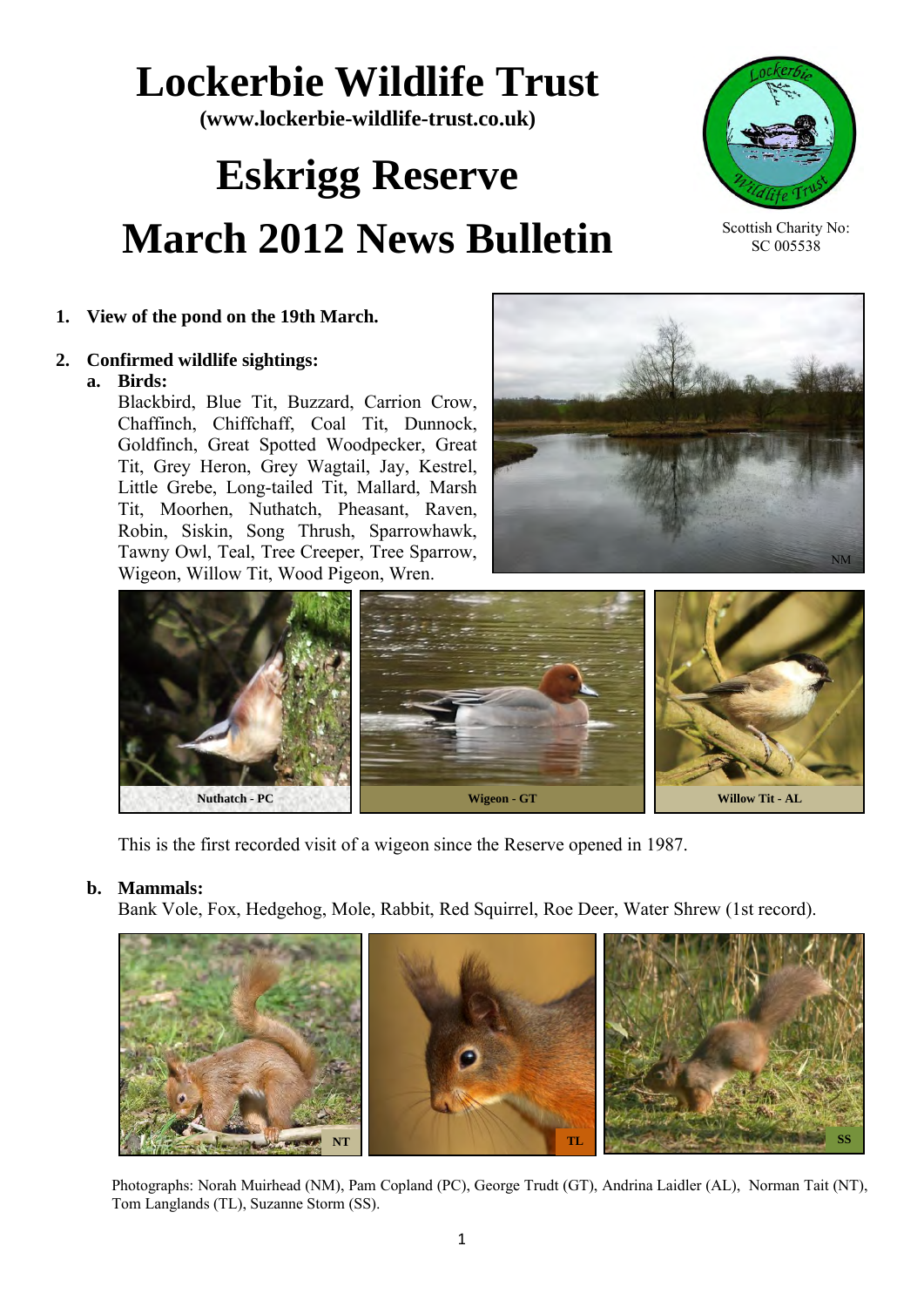# Lockerbie Wildlife Trust

**(www.lockerbie-wildlife-trust.co.uk)**

# Eskrigg Reserve

# March 2012 News Bulletin

Scottish Charity No: SC 005538

1. **View of the pond on the 19th March.**

2. **Confirmed wildlife sightings:**

   a. **Birds:**

   Blackbird, Blue Tit, Buzzard, Carrion Crow, Chaffinch, Chiffchaff, Coal Tit, Dunnock, Goldfinch, Great Spotted Woodpecker, Great Tit, Grey Heron, Grey Wagtail, Jay, Kestrel, Little Grebe, Long-tailed Tit, Mallard, Marsh Tit, Moorhen, Nuthatch, Pheasant, Raven, Robin, Siskin, Song Thrush, Sparrowhawk, Tawny Owl, Teal, Tree Creeper, Tree Sparrow, Wigeon, Willow Tit, Wood Pigeon, Wren.

   NM

   Nuthatch - PC | Wigeon - GT | Willow Tit - AL

   This is the first recorded visit of a wigeon since the Reserve opened in 1987.

   b. **Mammals:**

   Bank Vole, Fox, Hedgehog, Mole, Rabbit, Red Squirrel, Roe Deer, Water Shrew (1st record).

   NT | TL | SS

Photographs: Norah Muirhead (NM), Pam Copland (PC), George Trudt (GT), Andrina Laidler (AL), Norman Tait (NT), Tom Langlands (TL), Suzanne Storm (SS).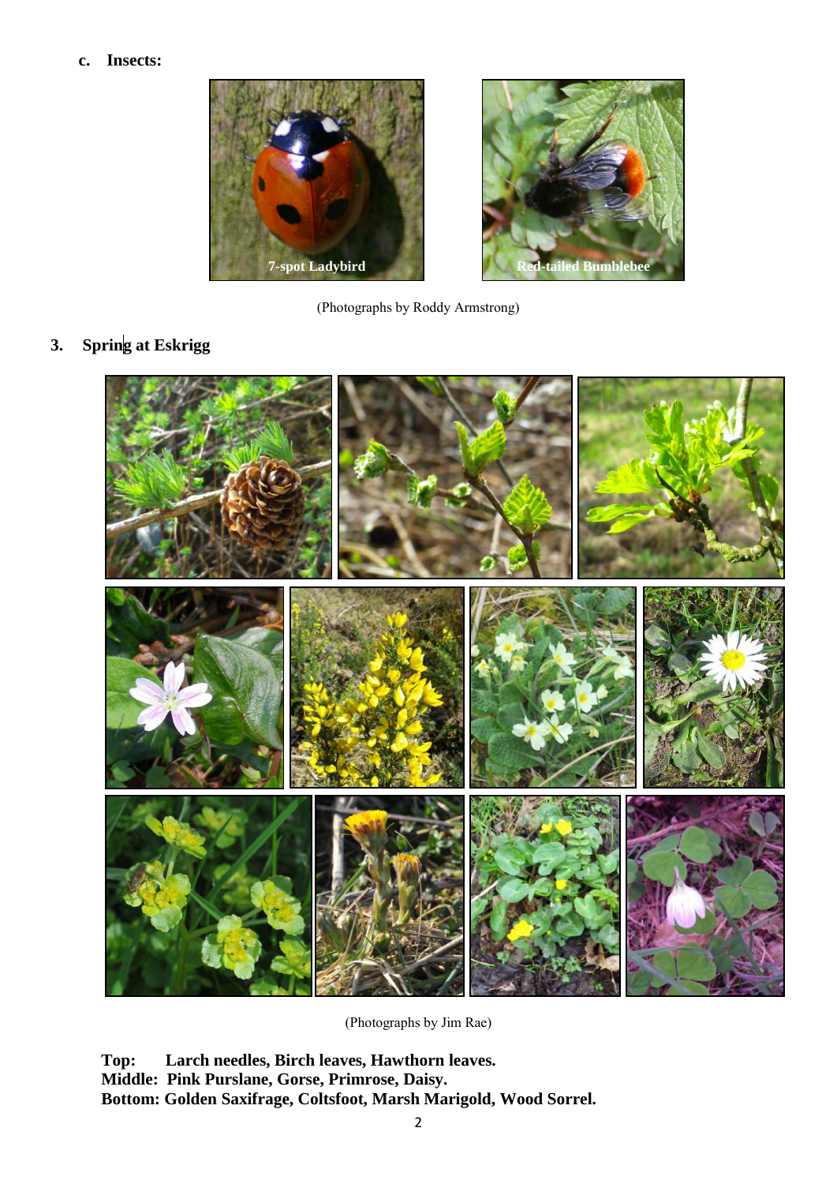**c. Insects:**

7-spot Ladybird

Red-tailed Bumblebee

(Photographs by Roddy Armstrong)

## 3. Spring at Eskrigg

(Photographs by Jim Rae)

**Top: Larch needles, Birch leaves, Hawthorn leaves.**
**Middle: Pink Purslane, Gorse, Primrose, Daisy.**
**Bottom: Golden Saxifrage, Coltsfoot, Marsh Marigold, Wood Sorrel.**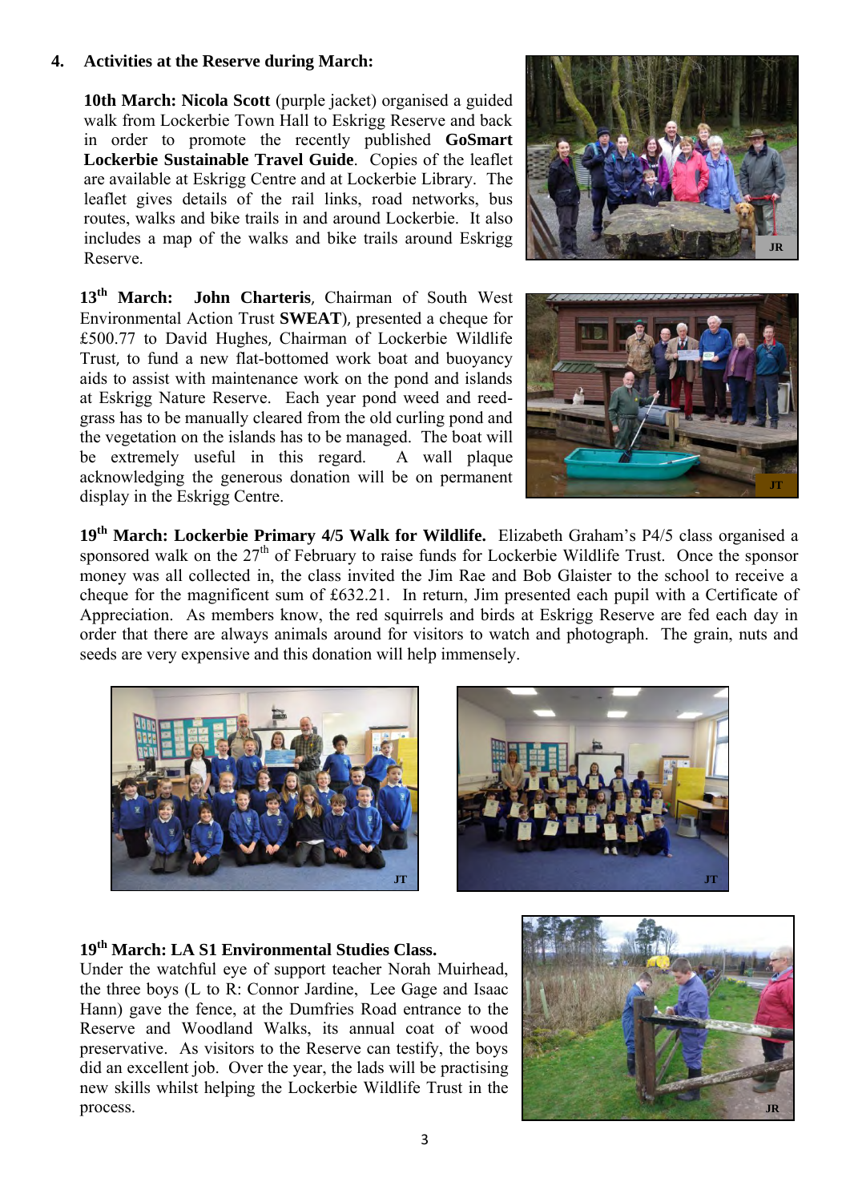## 4. Activities at the Reserve during March:

**10th March: Nicola Scott** (purple jacket) organised a guided walk from Lockerbie Town Hall to Eskrigg Reserve and back in order to promote the recently published **GoSmart Lockerbie Sustainable Travel Guide**. Copies of the leaflet are available at Eskrigg Centre and at Lockerbie Library. The leaflet gives details of the rail links, road networks, bus routes, walks and bike trails in and around Lockerbie. It also includes a map of the walks and bike trails around Eskrigg Reserve.

JR

**13th March: John Charteris**, Chairman of South West Environmental Action Trust **SWEAT**), presented a cheque for £500.77 to David Hughes, Chairman of Lockerbie Wildlife Trust, to fund a new flat-bottomed work boat and buoyancy aids to assist with maintenance work on the pond and islands at Eskrigg Nature Reserve. Each year pond weed and reed-grass has to be manually cleared from the old curling pond and the vegetation on the islands has to be managed. The boat will be extremely useful in this regard. A wall plaque acknowledging the generous donation will be on permanent display in the Eskrigg Centre.

JT

**19th March: Lockerbie Primary 4/5 Walk for Wildlife.** Elizabeth Graham's P4/5 class organised a sponsored walk on the 27th of February to raise funds for Lockerbie Wildlife Trust. Once the sponsor money was all collected in, the class invited the Jim Rae and Bob Glaister to the school to receive a cheque for the magnificent sum of £632.21. In return, Jim presented each pupil with a Certificate of Appreciation. As members know, the red squirrels and birds at Eskrigg Reserve are fed each day in order that there are always animals around for visitors to watch and photograph. The grain, nuts and seeds are very expensive and this donation will help immensely.

JT

JT

**19th March: LA S1 Environmental Studies Class.**
Under the watchful eye of support teacher Norah Muirhead, the three boys (L to R: Connor Jardine, Lee Gage and Isaac Hann) gave the fence, at the Dumfries Road entrance to the Reserve and Woodland Walks, its annual coat of wood preservative. As visitors to the Reserve can testify, the boys did an excellent job. Over the year, the lads will be practising new skills whilst helping the Lockerbie Wildlife Trust in the process.

JR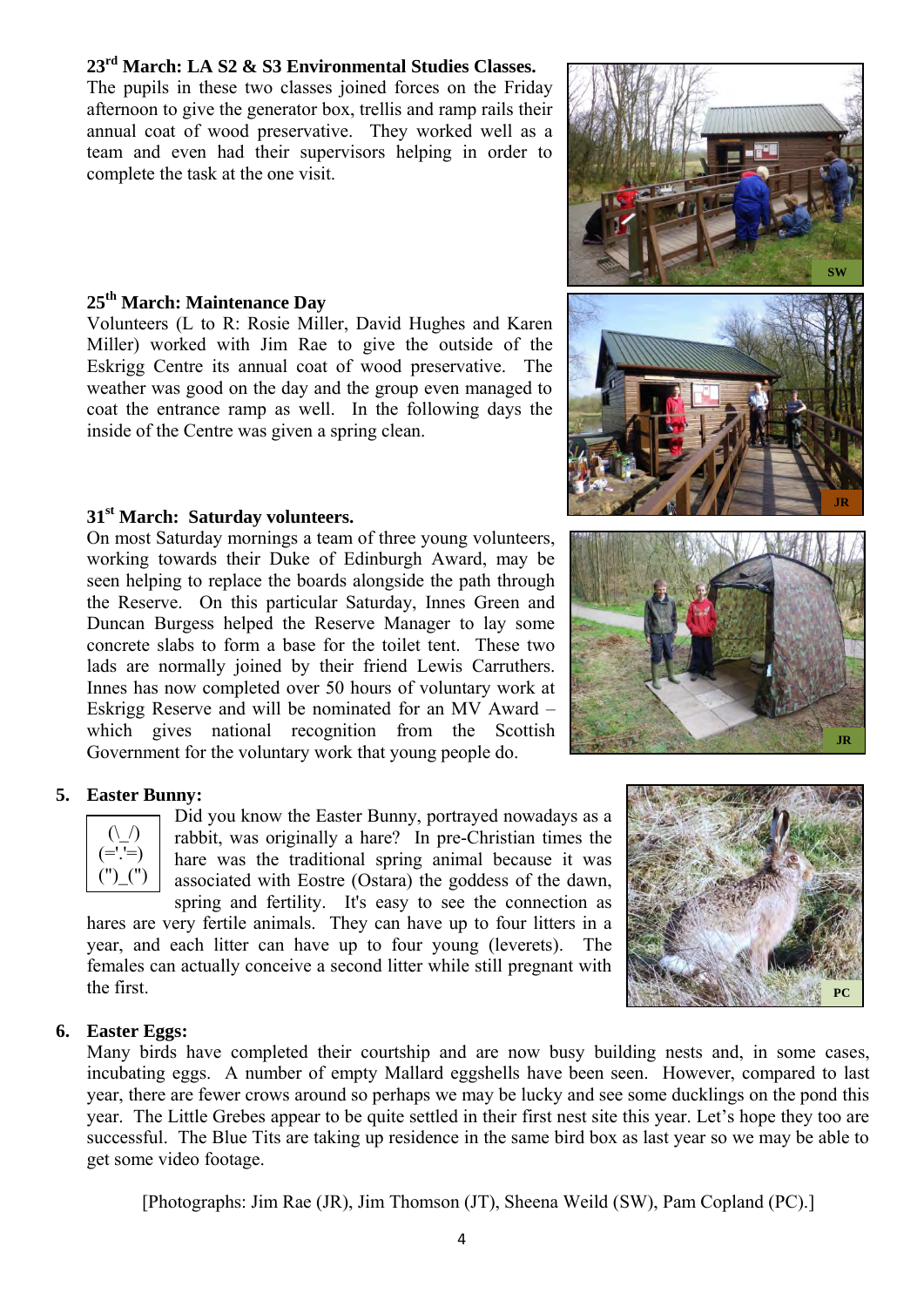**23rd March: LA S2 & S3 Environmental Studies Classes.**
The pupils in these two classes joined forces on the Friday afternoon to give the generator box, trellis and ramp rails their annual coat of wood preservative. They worked well as a team and even had their supervisors helping in order to complete the task at the one visit.

**25th March: Maintenance Day**
Volunteers (L to R: Rosie Miller, David Hughes and Karen Miller) worked with Jim Rae to give the outside of the Eskrigg Centre its annual coat of wood preservative. The weather was good on the day and the group even managed to coat the entrance ramp as well. In the following days the inside of the Centre was given a spring clean.

**31st March: Saturday volunteers.**
On most Saturday mornings a team of three young volunteers, working towards their Duke of Edinburgh Award, may be seen helping to replace the boards alongside the path through the Reserve. On this particular Saturday, Innes Green and Duncan Burgess helped the Reserve Manager to lay some concrete slabs to form a base for the toilet tent. These two lads are normally joined by their friend Lewis Carruthers. Innes has now completed over 50 hours of voluntary work at Eskrigg Reserve and will be nominated for an MV Award – which gives national recognition from the Scottish Government for the voluntary work that young people do.

## 5. Easter Bunny:

```
(\_/)
(='.'=)
(")_(")
```

Did you know the Easter Bunny, portrayed nowadays as a rabbit, was originally a hare? In pre-Christian times the hare was the traditional spring animal because it was associated with Eostre (Ostara) the goddess of the dawn, spring and fertility. It's easy to see the connection as hares are very fertile animals. They can have up to four litters in a year, and each litter can have up to four young (leverets). The females can actually conceive a second litter while still pregnant with the first.

## 6. Easter Eggs:

Many birds have completed their courtship and are now busy building nests and, in some cases, incubating eggs. A number of empty Mallard eggshells have been seen. However, compared to last year, there are fewer crows around so perhaps we may be lucky and see some ducklings on the pond this year. The Little Grebes appear to be quite settled in their first nest site this year. Let's hope they too are successful. The Blue Tits are taking up residence in the same bird box as last year so we may be able to get some video footage.

[Photographs: Jim Rae (JR), Jim Thomson (JT), Sheena Weild (SW), Pam Copland (PC).]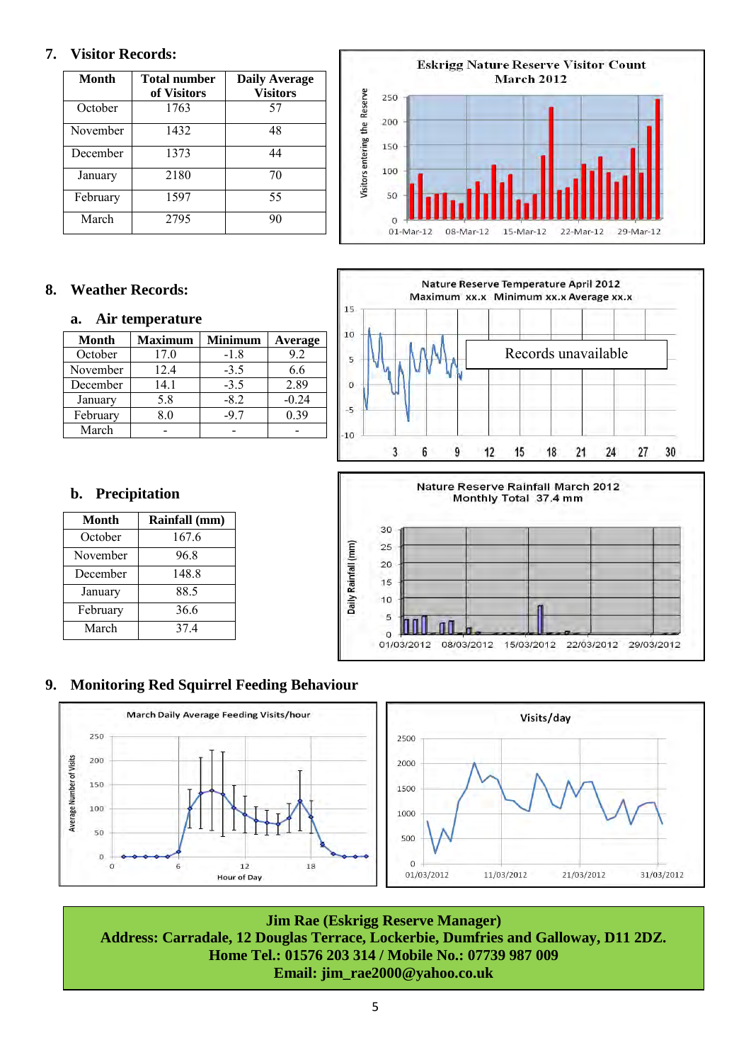## 7. Visitor Records:

| Month | Total number of Visitors | Daily Average Visitors |
|---|---|---|
| October | 1763 | 57 |
| November | 1432 | 48 |
| December | 1373 | 44 |
| January | 2180 | 70 |
| February | 1597 | 55 |
| March | 2795 | 90 |

Eskrigg Nature Reserve Visitor Count
March 2012

Visitors entering the Reserve

250
200
150
100
50
0

01-Mar-12 08-Mar-12 15-Mar-12 22-Mar-12 29-Mar-12

## 8. Weather Records:

### a. Air temperature

| Month | Maximum | Minimum | Average |
|---|---|---|---|
| October | 17.0 | -1.8 | 9.2 |
| November | 12.4 | -3.5 | 6.6 |
| December | 14.1 | -3.5 | 2.89 |
| January | 5.8 | -8.2 | -0.24 |
| February | 8.0 | -9.7 | 0.39 |
| March | - | - | - |

Nature Reserve Temperature April 2012
Maximum xx.x Minimum xx.x Average xx.x

Records unavailable

15
10
5
0
-5
-10

3 6 9 12 15 18 21 24 27 30

### b. Precipitation

| Month | Rainfall (mm) |
|---|---|
| October | 167.6 |
| November | 96.8 |
| December | 148.8 |
| January | 88.5 |
| February | 36.6 |
| March | 37.4 |

Nature Reserve Rainfall March 2012
Monthly Total 37.4 mm

Daily Rainfall (mm)

30
25
20
15
10
5
0

01/03/2012 08/03/2012 15/03/2012 22/03/2012 29/03/2012

## 9. Monitoring Red Squirrel Feeding Behaviour

March Daily Average Feeding Visits/hour

Average Number of Visits

250
200
150
100
50
0

0 6 12 18

Hour of Day

Visits/day

2500
2000
1500
1000
500
0

01/03/2012 11/03/2012 21/03/2012 31/03/2012

**Jim Rae (Eskrigg Reserve Manager)**
**Address: Carradale, 12 Douglas Terrace, Lockerbie, Dumfries and Galloway, D11 2DZ.**
**Home Tel.: 01576 203 314 / Mobile No.: 07739 987 009**
**Email: jim_rae2000@yahoo.co.uk**